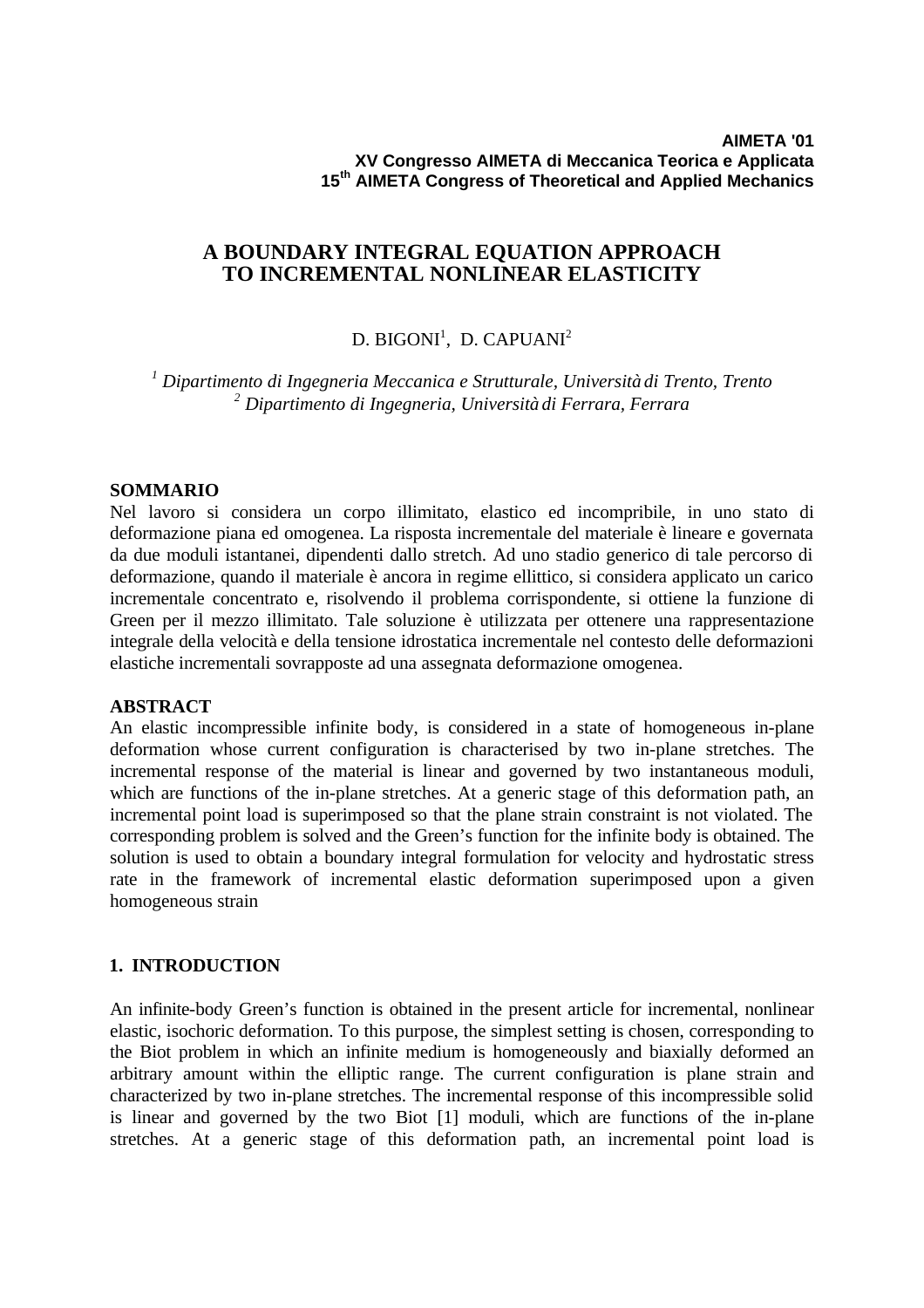**AIMETA '01**
**XV Congresso AIMETA di Meccanica Teorica e Applicata**
**15th AIMETA Congress of Theoretical and Applied Mechanics**

# A BOUNDARY INTEGRAL EQUATION APPROACH TO INCREMENTAL NONLINEAR ELASTICITY

D. BIGONI[1], D. CAPUANI[2]

*[1] Dipartimento di Ingegneria Meccanica e Strutturale, Università di Trento, Trento*
*[2] Dipartimento di Ingegneria, Università di Ferrara, Ferrara*

## SOMMARIO

Nel lavoro si considera un corpo illimitato, elastico ed incomprimibile, in uno stato di deformazione piana ed omogenea. La risposta incrementale del materiale è lineare e governata da due moduli istantanei, dipendenti dallo stretch. Ad uno stadio generico di tale percorso di deformazione, quando il materiale è ancora in regime ellittico, si considera applicato un carico incrementale concentrato e, risolvendo il problema corrispondente, si ottiene la funzione di Green per il mezzo illimitato. Tale soluzione è utilizzata per ottenere una rappresentazione integrale della velocità e della tensione idrostatica incrementale nel contesto delle deformazioni elastiche incrementali sovrapposte ad una assegnata deformazione omogenea.

## ABSTRACT

An elastic incompressible infinite body, is considered in a state of homogeneous in-plane deformation whose current configuration is characterised by two in-plane stretches. The incremental response of the material is linear and governed by two instantaneous moduli, which are functions of the in-plane stretches. At a generic stage of this deformation path, an incremental point load is superimposed so that the plane strain constraint is not violated. The corresponding problem is solved and the Green's function for the infinite body is obtained. The solution is used to obtain a boundary integral formulation for velocity and hydrostatic stress rate in the framework of incremental elastic deformation superimposed upon a given homogeneous strain

## 1. INTRODUCTION

An infinite-body Green's function is obtained in the present article for incremental, nonlinear elastic, isochoric deformation. To this purpose, the simplest setting is chosen, corresponding to the Biot problem in which an infinite medium is homogeneously and biaxially deformed an arbitrary amount within the elliptic range. The current configuration is plane strain and characterized by two in-plane stretches. The incremental response of this incompressible solid is linear and governed by the two Biot [1] moduli, which are functions of the in-plane stretches. At a generic stage of this deformation path, an incremental point load is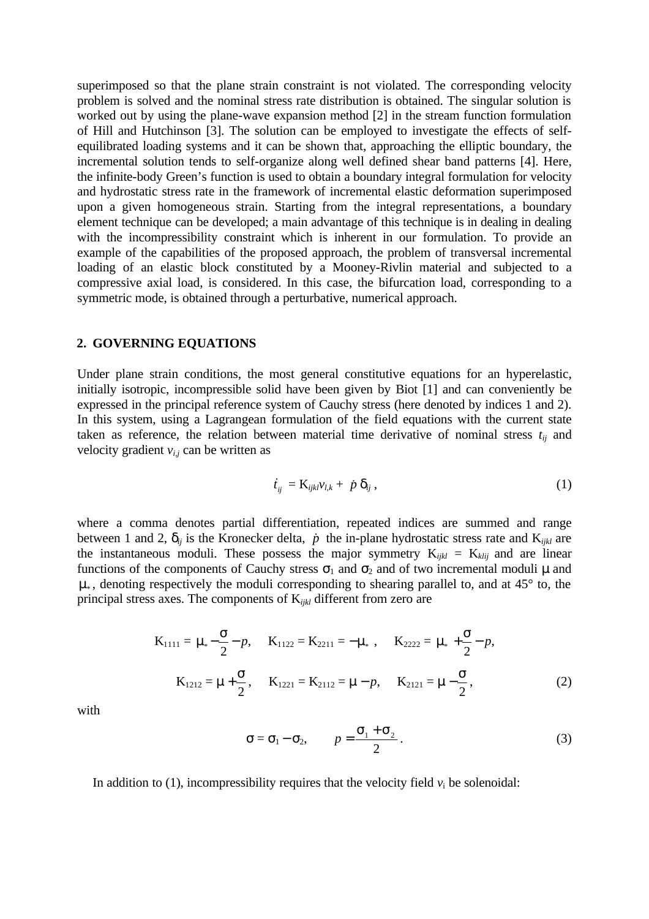superimposed so that the plane strain constraint is not violated. The corresponding velocity problem is solved and the nominal stress rate distribution is obtained. The singular solution is worked out by using the plane-wave expansion method [2] in the stream function formulation of Hill and Hutchinson [3]. The solution can be employed to investigate the effects of self-equilibrated loading systems and it can be shown that, approaching the elliptic boundary, the incremental solution tends to self-organize along well defined shear band patterns [4]. Here, the infinite-body Green's function is used to obtain a boundary integral formulation for velocity and hydrostatic stress rate in the framework of incremental elastic deformation superimposed upon a given homogeneous strain. Starting from the integral representations, a boundary element technique can be developed; a main advantage of this technique is in dealing in dealing with the incompressibility constraint which is inherent in our formulation. To provide an example of the capabilities of the proposed approach, the problem of transversal incremental loading of an elastic block constituted by a Mooney-Rivlin material and subjected to a compressive axial load, is considered. In this case, the bifurcation load, corresponding to a symmetric mode, is obtained through a perturbative, numerical approach.

## 2. GOVERNING EQUATIONS

Under plane strain conditions, the most general constitutive equations for an hyperelastic, initially isotropic, incompressible solid have been given by Biot [1] and can conveniently be expressed in the principal reference system of Cauchy stress (here denoted by indices 1 and 2). In this system, using a Lagrangean formulation of the field equations with the current state taken as reference, the relation between material time derivative of nominal stress $t_{ij}$ and velocity gradient $v_{i,j}$ can be written as

$$\dot{t}_{ij} = \mathrm{K}_{ijkl} v_{l,k} + \dot{p}\,\delta_{ij}\,, \tag{1}$$

where a comma denotes partial differentiation, repeated indices are summed and range between 1 and 2, $\delta_{ij}$ is the Kronecker delta, $\dot{p}$ the in-plane hydrostatic stress rate and $\mathrm{K}_{ijkl}$ are the instantaneous moduli. These possess the major symmetry $\mathrm{K}_{ijkl} = \mathrm{K}_{klij}$ and are linear functions of the components of Cauchy stress $\sigma_1$ and $\sigma_2$ and of two incremental moduli $\mu$ and $\mu_*$, denoting respectively the moduli corresponding to shearing parallel to, and at 45° to, the principal stress axes. The components of $\mathrm{K}_{ijkl}$ different from zero are

$$\mathrm{K}_{1111} = \mu_* - \frac{\sigma}{2} - p, \quad \mathrm{K}_{1122} = \mathrm{K}_{2211} = -\mu_*\,, \quad \mathrm{K}_{2222} = \mu_* + \frac{\sigma}{2} - p,$$

$$\mathrm{K}_{1212} = \mu + \frac{\sigma}{2}, \quad \mathrm{K}_{1221} = \mathrm{K}_{2112} = \mu - p, \quad \mathrm{K}_{2121} = \mu - \frac{\sigma}{2}, \tag{2}$$

with

$$\sigma = \sigma_1 - \sigma_2, \qquad p = \frac{\sigma_1 + \sigma_2}{2}\,. \tag{3}$$

In addition to (1), incompressibility requires that the velocity field $v_i$ be solenoidal: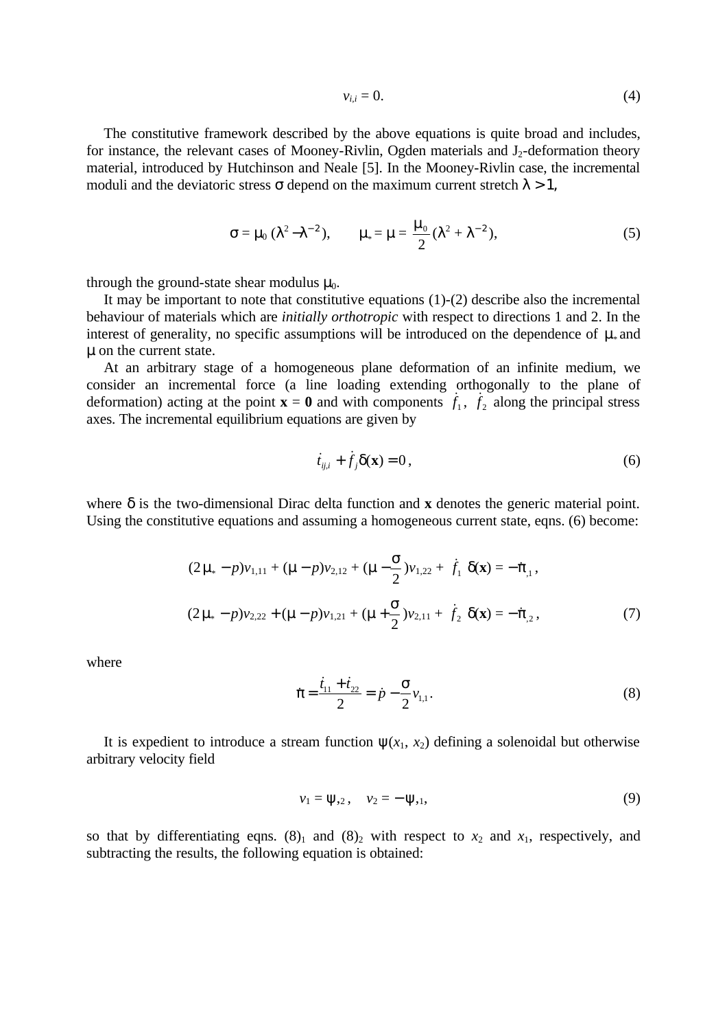$$v_{i,i} = 0. \tag{4}$$

The constitutive framework described by the above equations is quite broad and includes, for instance, the relevant cases of Mooney-Rivlin, Ogden materials and $J_2$-deformation theory material, introduced by Hutchinson and Neale [5]. In the Mooney-Rivlin case, the incremental moduli and the deviatoric stress $\sigma$ depend on the maximum current stretch $\lambda > 1$,

$$\sigma = \mu_0 \, (\lambda^2 - \lambda^{-2}), \qquad \mu_* = \mu = \frac{\mu_0}{2}(\lambda^2 + \lambda^{-2}), \tag{5}$$

through the ground-state shear modulus $\mu_0$.

It may be important to note that constitutive equations (1)-(2) describe also the incremental behaviour of materials which are *initially orthotropic* with respect to directions 1 and 2. In the interest of generality, no specific assumptions will be introduced on the dependence of $\mu_*$ and $\mu$ on the current state.

At an arbitrary stage of a homogeneous plane deformation of an infinite medium, we consider an incremental force (a line loading extending orthogonally to the plane of deformation) acting at the point $\mathbf{x} = \mathbf{0}$ and with components $\dot{f}_1$, $\dot{f}_2$ along the principal stress axes. The incremental equilibrium equations are given by

$$\dot{t}_{ij,i} + \dot{f}_j \delta(\mathbf{x}) = 0, \tag{6}$$

where $\delta$ is the two-dimensional Dirac delta function and $\mathbf{x}$ denotes the generic material point. Using the constitutive equations and assuming a homogeneous current state, eqns. (6) become:

$$\begin{aligned}
&(2\mu_* - p)v_{1,11} + (\mu - p)v_{2,12} + (\mu - \frac{\sigma}{2})v_{1,22} + \dot{f}_1 \, \delta(\mathbf{x}) = -\dot{\pi}_{,1}, \\
&(2\mu_* - p)v_{2,22} + (\mu - p)v_{1,21} + (\mu + \frac{\sigma}{2})v_{2,11} + \dot{f}_2 \, \delta(\mathbf{x}) = -\dot{\pi}_{,2},
\end{aligned} \tag{7}$$

where

$$\dot{\pi} = \frac{\dot{t}_{11} + \dot{t}_{22}}{2} = \dot{p} - \frac{\sigma}{2} v_{1,1}. \tag{8}$$

It is expedient to introduce a stream function $\psi(x_1, x_2)$ defining a solenoidal but otherwise arbitrary velocity field

$$v_1 = \psi_{,2}, \quad v_2 = -\psi_{,1}, \tag{9}$$

so that by differentiating eqns. $(8)_1$ and $(8)_2$ with respect to $x_2$ and $x_1$, respectively, and subtracting the results, the following equation is obtained: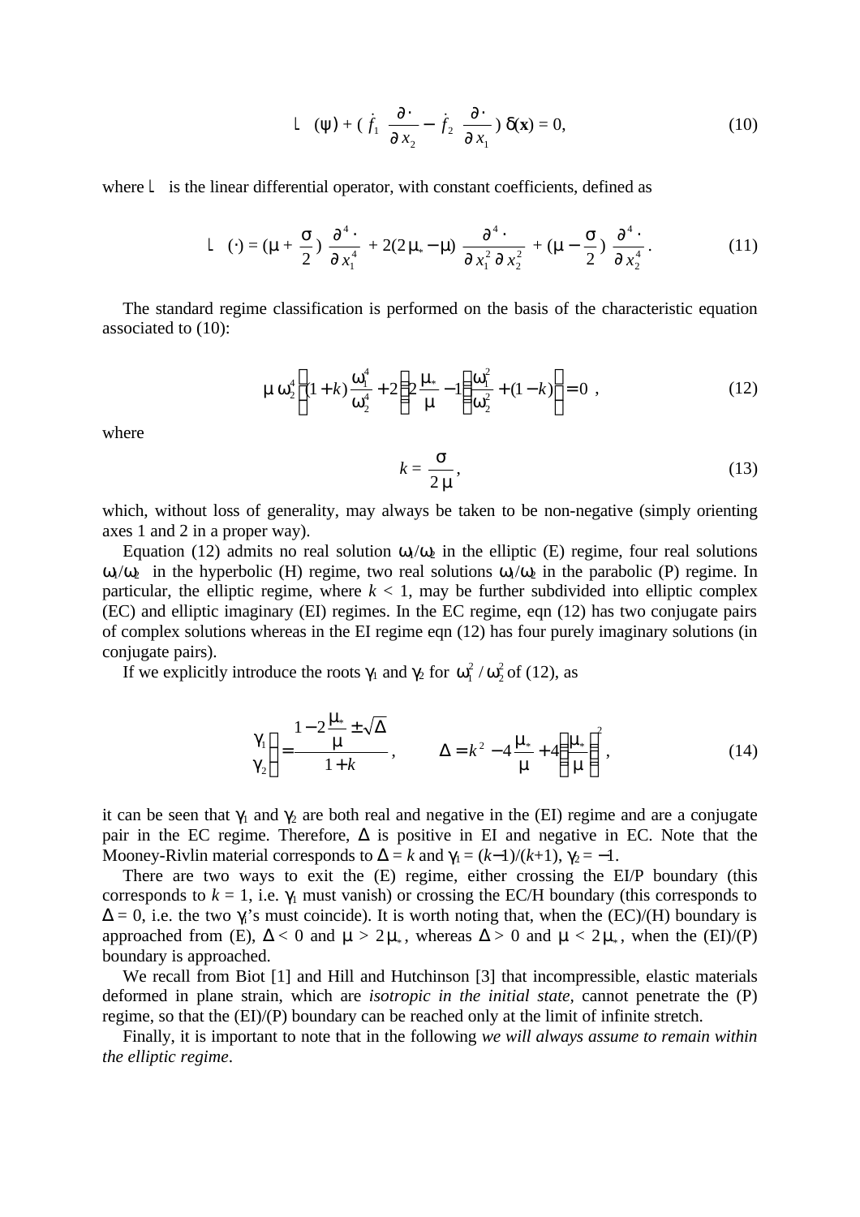$$\mathcal{L}(\psi) + (\dot{f}_1 \frac{\partial \cdot}{\partial x_2} - \dot{f}_2 \frac{\partial \cdot}{\partial x_1})\, \delta(\mathbf{x}) = 0, \tag{10}$$

where $\mathcal{L}$ is the linear differential operator, with constant coefficients, defined as

$$\mathcal{L}(\cdot) = (\mu + \frac{\sigma}{2})\frac{\partial^4 \cdot}{\partial x_1^4} + 2(2\mu_* - \mu)\frac{\partial^4 \cdot}{\partial x_1^2 \partial x_2^2} + (\mu - \frac{\sigma}{2})\frac{\partial^4 \cdot}{\partial x_2^4}. \tag{11}$$

The standard regime classification is performed on the basis of the characteristic equation associated to (10):

$$\mu\, \omega_2^4 \left[ (1+k)\frac{\omega_1^4}{\omega_2^4} + 2\left(2\frac{\mu_*}{\mu} - 1\right)\frac{\omega_1^2}{\omega_2^2} + (1-k) \right] = 0 \ , \tag{12}$$

where

$$k = \frac{\sigma}{2\mu}, \tag{13}$$

which, without loss of generality, may always be taken to be non-negative (simply orienting axes 1 and 2 in a proper way).

Equation (12) admits no real solution $\omega_1/\omega_2$ in the elliptic (E) regime, four real solutions $\omega_1/\omega_2$ in the hyperbolic (H) regime, two real solutions $\omega_1/\omega_2$ in the parabolic (P) regime. In particular, the elliptic regime, where $k < 1$, may be further subdivided into elliptic complex (EC) and elliptic imaginary (EI) regimes. In the EC regime, eqn (12) has two conjugate pairs of complex solutions whereas in the EI regime eqn (12) has four purely imaginary solutions (in conjugate pairs).

If we explicitly introduce the roots $\gamma_1$ and $\gamma_2$ for $\omega_1^2/\omega_2^2$ of (12), as

$$\left.\begin{matrix}\gamma_1 \\ \gamma_2\end{matrix}\right\} = \frac{1 - 2\frac{\mu_*}{\mu} \pm \sqrt{\Delta}}{1+k}, \qquad \Delta = k^2 - 4\frac{\mu_*}{\mu} + 4\left(\frac{\mu_*}{\mu}\right)^2, \tag{14}$$

it can be seen that $\gamma_1$ and $\gamma_2$ are both real and negative in the (EI) regime and are a conjugate pair in the EC regime. Therefore, $\Delta$ is positive in EI and negative in EC. Note that the Mooney-Rivlin material corresponds to $\Delta = k$ and $\gamma_1 = (k-1)/(k+1)$, $\gamma_2 = -1$.

There are two ways to exit the (E) regime, either crossing the EI/P boundary (this corresponds to $k = 1$, i.e. $\gamma_1$ must vanish) or crossing the EC/H boundary (this corresponds to $\Delta = 0$, i.e. the two $\gamma_i$'s must coincide). It is worth noting that, when the (EC)/(H) boundary is approached from (E), $\Delta < 0$ and $\mu > 2\mu_*$, whereas $\Delta > 0$ and $\mu < 2\mu_*$, when the (EI)/(P) boundary is approached.

We recall from Biot [1] and Hill and Hutchinson [3] that incompressible, elastic materials deformed in plane strain, which are *isotropic in the initial state*, cannot penetrate the (P) regime, so that the (EI)/(P) boundary can be reached only at the limit of infinite stretch.

Finally, it is important to note that in the following *we will always assume to remain within the elliptic regime*.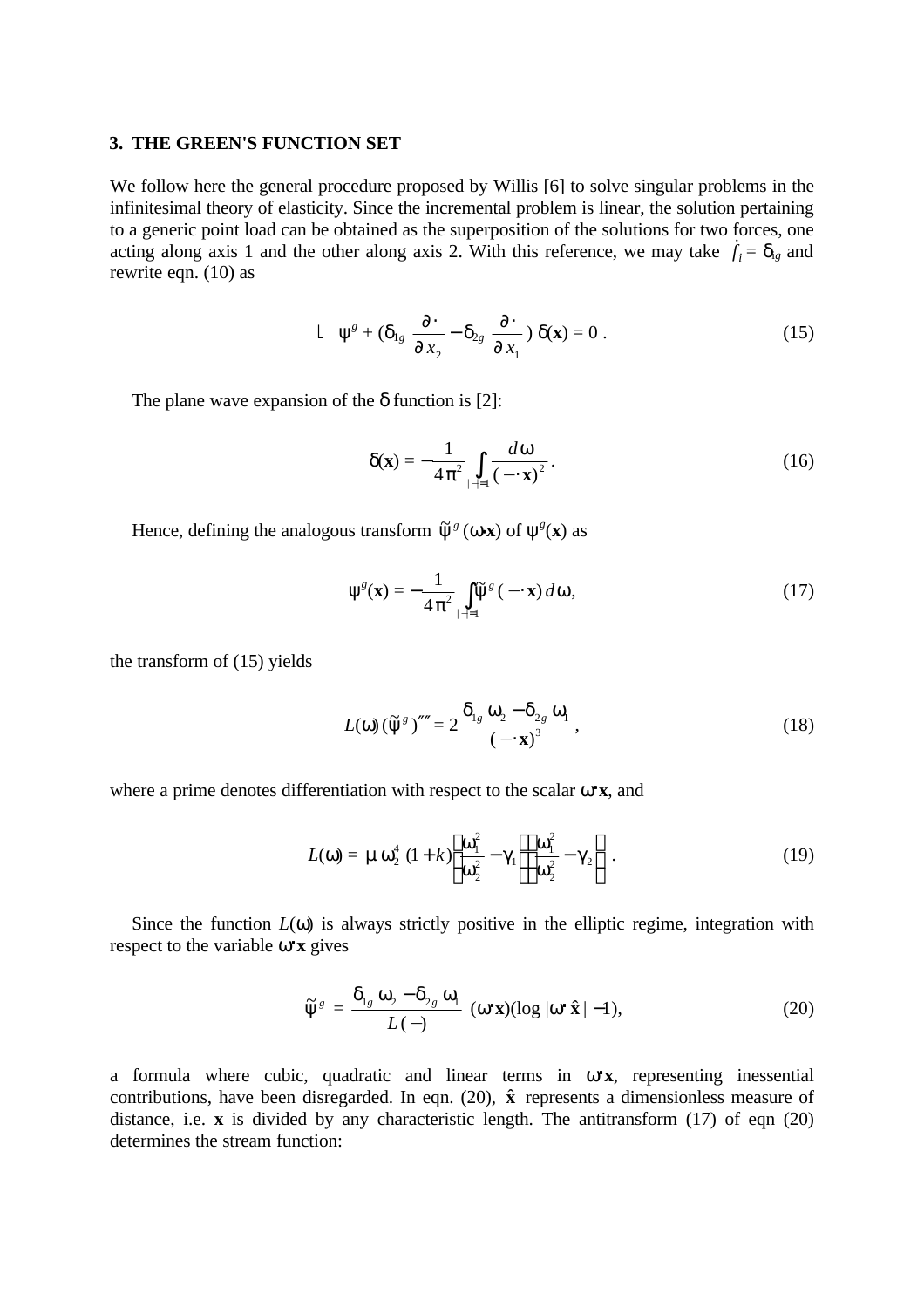## 3. THE GREEN'S FUNCTION SET

We follow here the general procedure proposed by Willis [6] to solve singular problems in the infinitesimal theory of elasticity. Since the incremental problem is linear, the solution pertaining to a generic point load can be obtained as the superposition of the solutions for two forces, one acting along axis 1 and the other along axis 2. With this reference, we may take $\dot{f}_i = \delta_{ig}$ and rewrite eqn. (10) as

$$\mathsf{L}\;\psi^g + (\delta_{1g}\,\frac{\partial\,\cdot}{\partial x_2} - \delta_{2g}\,\frac{\partial\,\cdot}{\partial x_1})\,\delta(\mathbf{x}) = 0\,. \tag{15}$$

The plane wave expansion of the $\delta$ function is [2]:

$$\delta(\mathbf{x}) = -\frac{1}{4\pi^2}\int_{|\omega|=1}\frac{d\omega}{(\omega\cdot\mathbf{x})^2}\,. \tag{16}$$

Hence, defining the analogous transform $\tilde{\psi}^g(\omega\cdot\mathbf{x})$ of $\psi^g(\mathbf{x})$ as

$$\psi^g(\mathbf{x}) = -\frac{1}{4\pi^2}\int_{|\omega|=1}\tilde{\psi}^g(\omega\cdot\mathbf{x})\,d\omega, \tag{17}$$

the transform of (15) yields

$$L(\omega)\,(\tilde{\psi}^g)'''' = 2\,\frac{\delta_{1g}\,\omega_2 - \delta_{2g}\,\omega_1}{(\omega\cdot\mathbf{x})^3}\,, \tag{18}$$

where a prime denotes differentiation with respect to the scalar $\omega\cdot\mathbf{x}$, and

$$L(\omega) = \mu\,\omega_2^4\,(1+k)\left(\frac{\omega_1^2}{\omega_2^2} - \gamma_1\right)\left(\frac{\omega_1^2}{\omega_2^2} - \gamma_2\right). \tag{19}$$

Since the function $L(\omega)$ is always strictly positive in the elliptic regime, integration with respect to the variable $\omega\cdot\mathbf{x}$ gives

$$\tilde{\psi}^g = \frac{\delta_{1g}\,\omega_2 - \delta_{2g}\,\omega_1}{L(\omega)}\,(\omega\cdot\mathbf{x})(\log|\omega\cdot\hat{\mathbf{x}}| - 1), \tag{20}$$

a formula where cubic, quadratic and linear terms in $\omega\cdot\mathbf{x}$, representing inessential contributions, have been disregarded. In eqn. (20), $\hat{\mathbf{x}}$ represents a dimensionless measure of distance, i.e. $\mathbf{x}$ is divided by any characteristic length. The antitransform (17) of eqn (20) determines the stream function: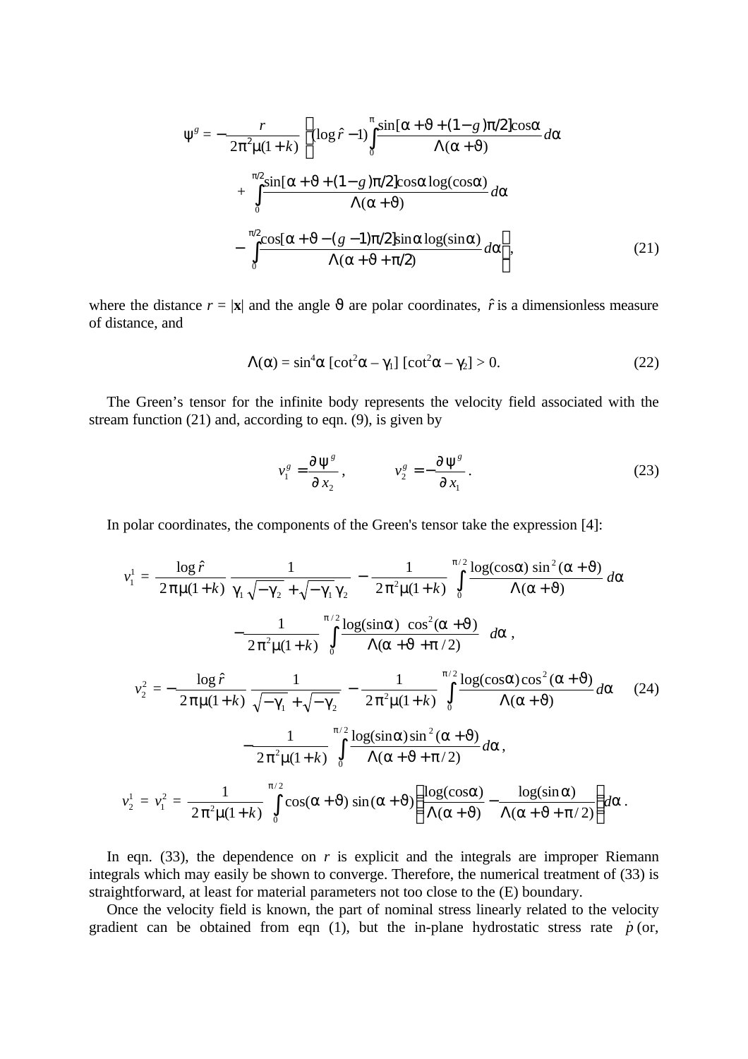$$
\psi^g = -\frac{r}{2\pi^2\mu(1+k)}\left\{(\log\hat{r}-1)\int_0^{\pi}\frac{\sin[\alpha+\vartheta+(1-g)\pi/2]\cos\alpha}{\Lambda(\alpha+\vartheta)}d\alpha\right.
$$

$$
+\int_0^{\pi/2}\frac{\sin[\alpha+\vartheta+(1-g)\pi/2]\cos\alpha\log(\cos\alpha)}{\Lambda(\alpha+\vartheta)}d\alpha
$$

$$
\left.-\int_0^{\pi/2}\frac{\cos[\alpha+\vartheta-(g-1)\pi/2]\sin\alpha\log(\sin\alpha)}{\Lambda(\alpha+\vartheta+\pi/2)}d\alpha\right\}, \tag{21}
$$

where the distance $r = |\mathbf{x}|$ and the angle $\vartheta$ are polar coordinates, $\hat{r}$ is a dimensionless measure of distance, and

$$
\Lambda(\alpha) = \sin^4\alpha\,[\cot^2\alpha - \gamma_1]\,[\cot^2\alpha - \gamma_2] > 0. \tag{22}
$$

The Green's tensor for the infinite body represents the velocity field associated with the stream function (21) and, according to eqn. (9), is given by

$$
v_1^g = \frac{\partial\psi^g}{\partial x_2}, \qquad v_2^g = -\frac{\partial\psi^g}{\partial x_1}. \tag{23}
$$

In polar coordinates, the components of the Green's tensor take the expression [4]:

$$
v_1^1 = \frac{\log\hat{r}}{2\pi\mu(1+k)}\,\frac{1}{\gamma_1\sqrt{-\gamma_2}+\sqrt{-\gamma_1}\,\gamma_2} - \frac{1}{2\pi^2\mu(1+k)}\int_0^{\pi/2}\frac{\log(\cos\alpha)\sin^2(\alpha+\vartheta)}{\Lambda(\alpha+\vartheta)}d\alpha
$$

$$
-\frac{1}{2\pi^2\mu(1+k)}\int_0^{\pi/2}\frac{\log(\sin\alpha)\cos^2(\alpha+\vartheta)}{\Lambda(\alpha+\vartheta+\pi/2)}d\alpha,
$$

$$
v_2^2 = -\frac{\log\hat{r}}{2\pi\mu(1+k)}\,\frac{1}{\sqrt{-\gamma_1}+\sqrt{-\gamma_2}} - \frac{1}{2\pi^2\mu(1+k)}\int_0^{\pi/2}\frac{\log(\cos\alpha)\cos^2(\alpha+\vartheta)}{\Lambda(\alpha+\vartheta)}d\alpha \tag{24}
$$

$$
-\frac{1}{2\pi^2\mu(1+k)}\int_0^{\pi/2}\frac{\log(\sin\alpha)\sin^2(\alpha+\vartheta)}{\Lambda(\alpha+\vartheta+\pi/2)}d\alpha,
$$

$$
v_2^1 = v_1^2 = \frac{1}{2\pi^2\mu(1+k)}\int_0^{\pi/2}\cos(\alpha+\vartheta)\sin(\alpha+\vartheta)\left\{\frac{\log(\cos\alpha)}{\Lambda(\alpha+\vartheta)} - \frac{\log(\sin\alpha)}{\Lambda(\alpha+\vartheta+\pi/2)}\right\}d\alpha.
$$

In eqn. (33), the dependence on $r$ is explicit and the integrals are improper Riemann integrals which may easily be shown to converge. Therefore, the numerical treatment of (33) is straightforward, at least for material parameters not too close to the (E) boundary.

Once the velocity field is known, the part of nominal stress linearly related to the velocity gradient can be obtained from eqn (1), but the in-plane hydrostatic stress rate $\dot{p}$ (or,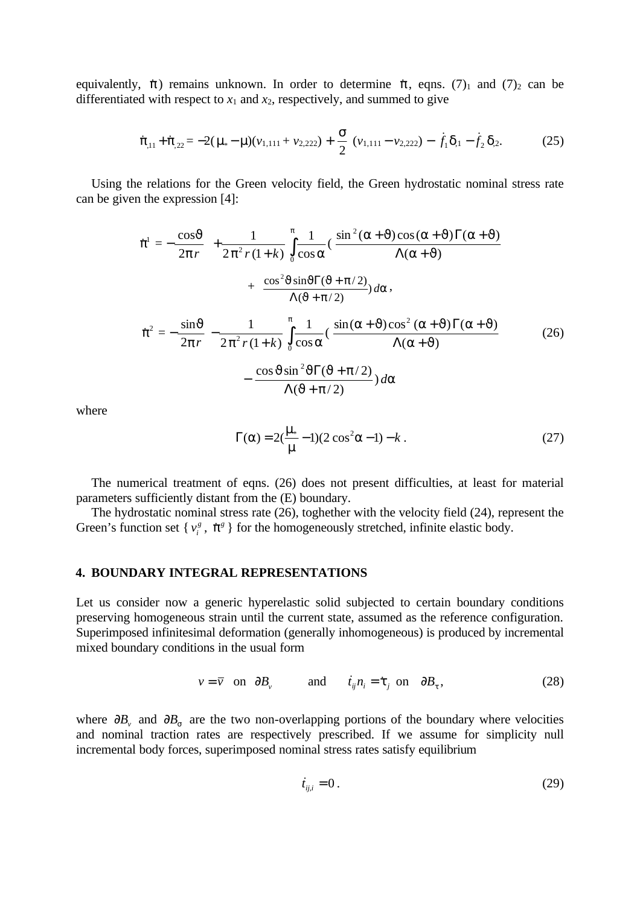equivalently, $\dot{\pi}$) remains unknown. In order to determine $\dot{\pi}$, eqns. $(7)_1$ and $(7)_2$ can be differentiated with respect to $x_1$ and $x_2$, respectively, and summed to give

$$\dot{\pi}_{,11} + \dot{\pi}_{,22} = -2(\mu_* - \mu)(v_{1,111} + v_{2,222}) + \frac{\sigma}{2}\,(v_{1,111} - v_{2,222}) - \dot{f}_1 \delta_{,1} - \dot{f}_2 \delta_{,2}. \tag{25}$$

Using the relations for the Green velocity field, the Green hydrostatic nominal stress rate can be given the expression [4]:

$$\dot{\pi}^1 = -\frac{\cos\vartheta}{2\pi r} + \frac{1}{2\pi^2 r(1+k)} \int_0^{\pi} \frac{1}{\cos\alpha} \Big( \frac{\sin^2(\alpha+\vartheta)\cos(\alpha+\vartheta)\Gamma(\alpha+\vartheta)}{\Lambda(\alpha+\vartheta)}$$

$$+ \frac{\cos^2\vartheta \sin\vartheta \Gamma(\vartheta+\pi/2)}{\Lambda(\vartheta+\pi/2)} \Big) d\alpha\,,$$

$$\dot{\pi}^2 = -\frac{\sin\vartheta}{2\pi r} - \frac{1}{2\pi^2 r(1+k)} \int_0^{\pi} \frac{1}{\cos\alpha} \Big( \frac{\sin(\alpha+\vartheta)\cos^2(\alpha+\vartheta)\Gamma(\alpha+\vartheta)}{\Lambda(\alpha+\vartheta)} \tag{26}$$

$$- \frac{\cos\vartheta \sin^2\vartheta \Gamma(\vartheta+\pi/2)}{\Lambda(\vartheta+\pi/2)} \Big) d\alpha$$

where

$$\Gamma(\alpha) = 2\Big(\frac{\mu_*}{\mu} - 1\Big)(2\cos^2\alpha - 1) - k\,. \tag{27}$$

The numerical treatment of eqns. (26) does not present difficulties, at least for material parameters sufficiently distant from the (E) boundary.

The hydrostatic nominal stress rate (26), toghether with the velocity field (24), represent the Green's function set { $v_i^g$ , $\dot{\pi}^g$ } for the homogeneously stretched, infinite elastic body.

## 4. BOUNDARY INTEGRAL REPRESENTATIONS

Let us consider now a generic hyperelastic solid subjected to certain boundary conditions preserving homogeneous strain until the current state, assumed as the reference configuration. Superimposed infinitesimal deformation (generally inhomogeneous) is produced by incremental mixed boundary conditions in the usual form

$$v = \bar{v} \quad \text{on} \quad \partial B_v \qquad \text{and} \qquad \dot{t}_{ij} n_i = \dot{\bar{\tau}}_j \quad \text{on} \quad \partial B_\tau, \tag{28}$$

where $\partial B_v$ and $\partial B_\sigma$ are the two non-overlapping portions of the boundary where velocities and nominal traction rates are respectively prescribed. If we assume for simplicity null incremental body forces, superimposed nominal stress rates satisfy equilibrium

$$\dot{t}_{ij,i} = 0\,. \tag{29}$$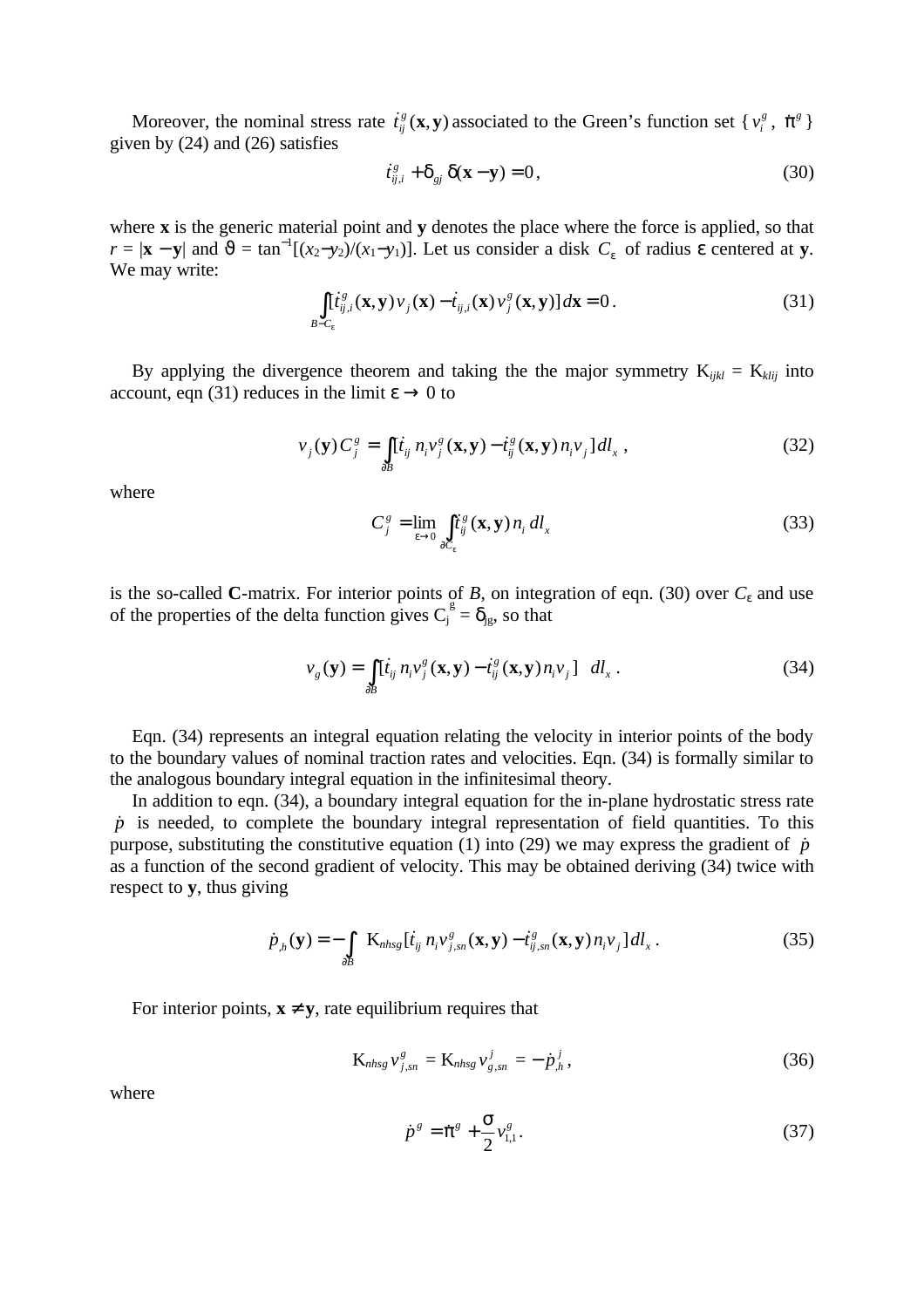Moreover, the nominal stress rate $\dot{t}^g_{ij}(\mathbf{x},\mathbf{y})$ associated to the Green's function set { $v^g_i$ , $\dot{\pi}^g$ } given by (24) and (26) satisfies

$$\dot{t}^g_{ij,i} + \delta_{gj}\,\delta(\mathbf{x}-\mathbf{y}) = 0\,, \tag{30}$$

where **x** is the generic material point and **y** denotes the place where the force is applied, so that $r = |\mathbf{x} - \mathbf{y}|$ and $\vartheta = \tan^{-1}[(x_2-y_2)/(x_1-y_1)]$. Let us consider a disk $C_\varepsilon$ of radius $\varepsilon$ centered at **y**. We may write:

$$\int_{B-C_\varepsilon} [\dot{t}^g_{ij,i}(\mathbf{x},\mathbf{y})\,v_j(\mathbf{x}) - \dot{t}_{ij,i}(\mathbf{x})\,v^g_j(\mathbf{x},\mathbf{y})]\,d\mathbf{x} = 0\,. \tag{31}$$

By applying the divergence theorem and taking the the major symmetry $K_{ijkl} = K_{klij}$ into account, eqn (31) reduces in the limit $\varepsilon \to 0$ to

$$v_j(\mathbf{y})\,C^g_j = \int_{\partial B} [\dot{t}_{ij}\,n_i v^g_j(\mathbf{x},\mathbf{y}) - \dot{t}^g_{ij}(\mathbf{x},\mathbf{y})\,n_i v_j]\,dl_x\,, \tag{32}$$

where

$$C^g_j = \lim_{\varepsilon\to 0} \int_{\partial C_\varepsilon} \dot{t}^g_{ij}(\mathbf{x},\mathbf{y})\,n_i\,dl_x \tag{33}$$

is the so-called **C**-matrix. For interior points of $B$, on integration of eqn. (30) over $C_\varepsilon$ and use of the properties of the delta function gives $C^g_j = \delta_{jg}$, so that

$$v_g(\mathbf{y}) = \int_{\partial B} [\dot{t}_{ij}\,n_i v^g_j(\mathbf{x},\mathbf{y}) - \dot{t}^g_{ij}(\mathbf{x},\mathbf{y})\,n_i v_j]\;\; dl_x\,. \tag{34}$$

Eqn. (34) represents an integral equation relating the velocity in interior points of the body to the boundary values of nominal traction rates and velocities. Eqn. (34) is formally similar to the analogous boundary integral equation in the infinitesimal theory.

In addition to eqn. (34), a boundary integral equation for the in-plane hydrostatic stress rate $\dot{p}$ is needed, to complete the boundary integral representation of field quantities. To this purpose, substituting the constitutive equation (1) into (29) we may express the gradient of $\dot{p}$ as a function of the second gradient of velocity. This may be obtained deriving (34) twice with respect to **y**, thus giving

$$\dot{p}_{,h}(\mathbf{y}) = -\int_{\partial B} K_{nhsg}\,[\dot{t}_{ij}\,n_i v^g_{j,sn}(\mathbf{x},\mathbf{y}) - \dot{t}^g_{ij,sn}(\mathbf{x},\mathbf{y})\,n_i v_j]\,dl_x\,. \tag{35}$$

For interior points, $\mathbf{x} \neq \mathbf{y}$, rate equilibrium requires that

$$K_{nhsg}\,v^g_{j,sn} = K_{nhsg}\,v^j_{g,sn} = -\dot{p}^j_{,h}\,, \tag{36}$$

where

$$\dot{p}^g = \dot{\pi}^g + \frac{\sigma}{2}\,v^g_{1,1}\,. \tag{37}$$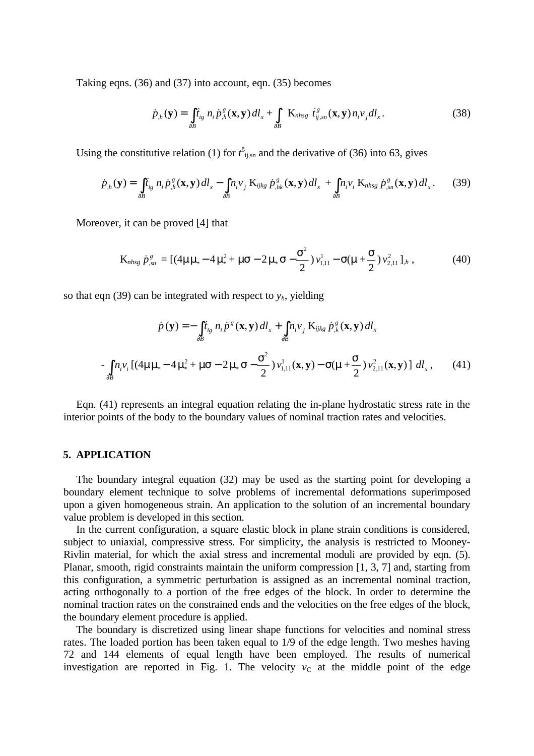Taking eqns. (36) and (37) into account, eqn. (35) becomes

$$\dot{p}_{,h}(\mathbf{y}) = \int_{\partial B} \dot{t}_{ig}\, n_i\, \dot{p}^g_{,h}(\mathbf{x},\mathbf{y})\, dl_x + \int_{\partial B} \mathrm{K}_{nhsg}\, \dot{t}^g_{ij,sn}(\mathbf{x},\mathbf{y})\, n_i v_j\, dl_x \,. \tag{38}$$

Using the constitutive relation (1) for $t^g_{ij,sn}$ and the derivative of (36) into 63, gives

$$\dot{p}_{,h}(\mathbf{y}) = \int_{\partial B} \dot{t}_{ig}\, n_i\, \dot{p}^g_{,h}(\mathbf{x},\mathbf{y})\, dl_x - \int_{\partial B} n_i v_j\, \mathrm{K}_{ijkg}\, \dot{p}^g_{,hk}(\mathbf{x},\mathbf{y})\, dl_x + \int_{\partial B} n_i v_i\, \mathrm{K}_{nhsg}\, \dot{p}^g_{,sn}(\mathbf{x},\mathbf{y})\, dl_x \,. \tag{39}$$

Moreover, it can be proved [4] that

$$\mathrm{K}_{nhsg}\, \dot{p}^g_{,sn} = [(4\mu\mu_* - 4\mu_*^2 + \mu\sigma - 2\mu_*\sigma - \frac{\sigma^2}{2})\, v^1_{1,11} - \sigma(\mu + \frac{\sigma}{2})\, v^2_{2,11}]_{,h} \,, \tag{40}$$

so that eqn (39) can be integrated with respect to $y_h$, yielding

$$\dot{p}(\mathbf{y}) = -\int_{\partial B} \dot{t}_{ig}\, n_i\, \dot{p}^g(\mathbf{x},\mathbf{y})\, dl_x + \int_{\partial B} n_i v_j\, \mathrm{K}_{ijkg}\, \dot{p}^g_{,k}(\mathbf{x},\mathbf{y})\, dl_x$$

$$- \int_{\partial B} n_i v_i\, [(4\mu\mu_* - 4\mu_*^2 + \mu\sigma - 2\mu_*\sigma - \frac{\sigma^2}{2})\, v^1_{1,11}(\mathbf{x},\mathbf{y}) - \sigma(\mu + \frac{\sigma}{2})\, v^2_{2,11}(\mathbf{x},\mathbf{y})]\; dl_x \,, \tag{41}$$

Eqn. (41) represents an integral equation relating the in-plane hydrostatic stress rate in the interior points of the body to the boundary values of nominal traction rates and velocities.

## 5. APPLICATION

The boundary integral equation (32) may be used as the starting point for developing a boundary element technique to solve problems of incremental deformations superimposed upon a given homogeneous strain. An application to the solution of an incremental boundary value problem is developed in this section.

In the current configuration, a square elastic block in plane strain conditions is considered, subject to uniaxial, compressive stress. For simplicity, the analysis is restricted to Mooney-Rivlin material, for which the axial stress and incremental moduli are provided by eqn. (5). Planar, smooth, rigid constraints maintain the uniform compression [1, 3, 7] and, starting from this configuration, a symmetric perturbation is assigned as an incremental nominal traction, acting orthogonally to a portion of the free edges of the block. In order to determine the nominal traction rates on the constrained ends and the velocities on the free edges of the block, the boundary element procedure is applied.

The boundary is discretized using linear shape functions for velocities and nominal stress rates. The loaded portion has been taken equal to 1/9 of the edge length. Two meshes having 72 and 144 elements of equal length have been employed. The results of numerical investigation are reported in Fig. 1. The velocity $v_C$ at the middle point of the edge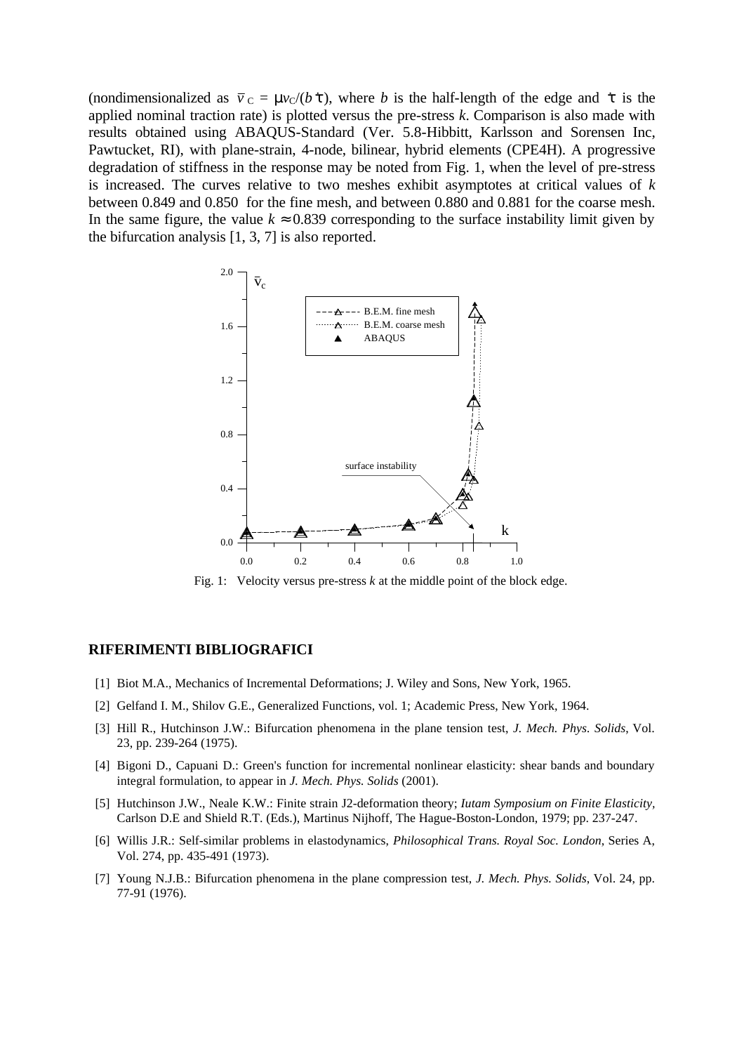(nondimensionalized as $\bar{v}_C = \mu v_C/(b\dot{\tau})$, where $b$ is the half-length of the edge and $\dot{\tau}$ is the applied nominal traction rate) is plotted versus the pre-stress $k$. Comparison is also made with results obtained using ABAQUS-Standard (Ver. 5.8-Hibbitt, Karlsson and Sorensen Inc, Pawtucket, RI), with plane-strain, 4-node, bilinear, hybrid elements (CPE4H). A progressive degradation of stiffness in the response may be noted from Fig. 1, when the level of pre-stress is increased. The curves relative to two meshes exhibit asymptotes at critical values of $k$ between 0.849 and 0.850 for the fine mesh, and between 0.880 and 0.881 for the coarse mesh. In the same figure, the value $k \approx 0.839$ corresponding to the surface instability limit given by the bifurcation analysis [1, 3, 7] is also reported.

2.0
$\bar{v}_c$
B.E.M. fine mesh
B.E.M. coarse mesh
ABAQUS
1.6
1.2
0.8
surface instability
0.4
0.0
k
0.0
0.2
0.4
0.6
0.8
1.0

Fig. 1: Velocity versus pre-stress $k$ at the middle point of the block edge.

## RIFERIMENTI BIBLIOGRAFICI

[1] Biot M.A., Mechanics of Incremental Deformations; J. Wiley and Sons, New York, 1965.

[2] Gelfand I. M., Shilov G.E., Generalized Functions, vol. 1; Academic Press, New York, 1964.

[3] Hill R., Hutchinson J.W.: Bifurcation phenomena in the plane tension test, *J. Mech. Phys. Solids*, Vol. 23, pp. 239-264 (1975).

[4] Bigoni D., Capuani D.: Green's function for incremental nonlinear elasticity: shear bands and boundary integral formulation, to appear in *J. Mech. Phys. Solids* (2001).

[5] Hutchinson J.W., Neale K.W.: Finite strain J2-deformation theory; *Iutam Symposium on Finite Elasticity*, Carlson D.E and Shield R.T. (Eds.), Martinus Nijhoff, The Hague-Boston-London, 1979; pp. 237-247.

[6] Willis J.R.: Self-similar problems in elastodynamics, *Philosophical Trans. Royal Soc. London*, Series A, Vol. 274, pp. 435-491 (1973).

[7] Young N.J.B.: Bifurcation phenomena in the plane compression test, *J. Mech. Phys. Solids*, Vol. 24, pp. 77-91 (1976).